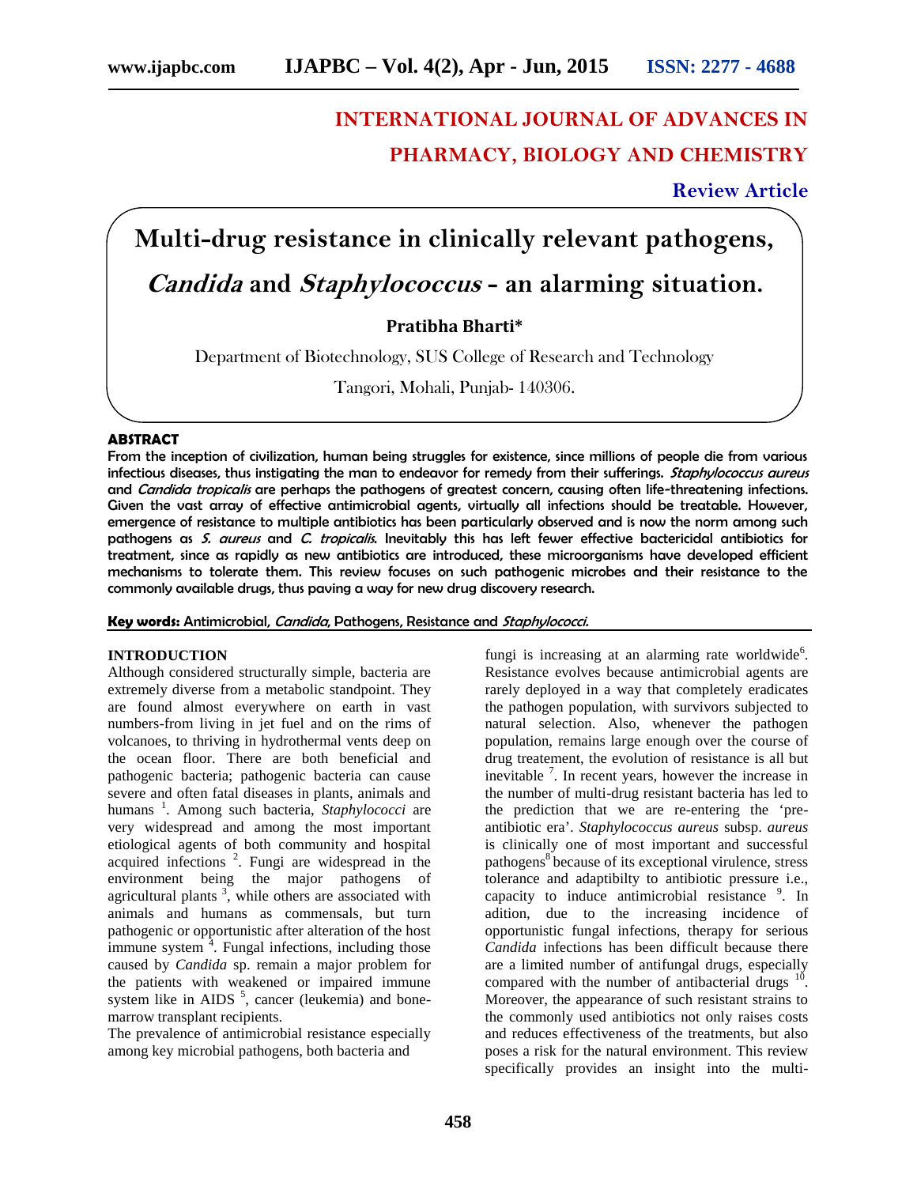# INTERNATIONAL JOURNAL OF ADVANCES IN PHARMACY, BIOLOGY AND CHEMISTRY

**Review Article**

# Multi-drug resistance in clinically relevant pathogens, *Candida* and *Staphylococcus* - an alarming situation.

**Pratibha Bharti***

Department of Biotechnology, SUS College of Research and Technology

Tangori, Mohali, Punjab- 140306.

## ABSTRACT

From the inception of civilization, human being struggles for existence, since millions of people die from various infectious diseases, thus instigating the man to endeavor for remedy from their sufferings. *Staphylococcus aureus* and *Candida tropicalis* are perhaps the pathogens of greatest concern, causing often life-threatening infections. Given the vast array of effective antimicrobial agents, virtually all infections should be treatable. However, emergence of resistance to multiple antibiotics has been particularly observed and is now the norm among such pathogens as *S. aureus* and *C. tropicalis*. Inevitably this has left fewer effective bactericidal antibiotics for treatment, since as rapidly as new antibiotics are introduced, these microorganisms have developed efficient mechanisms to tolerate them. This review focuses on such pathogenic microbes and their resistance to the commonly available drugs, thus paving a way for new drug discovery research.

**Key words:** Antimicrobial, *Candida*, Pathogens, Resistance and *Staphylococci.*

## INTRODUCTION

Although considered structurally simple, bacteria are extremely diverse from a metabolic standpoint. They are found almost everywhere on earth in vast numbers-from living in jet fuel and on the rims of volcanoes, to thriving in hydrothermal vents deep on the ocean floor. There are both beneficial and pathogenic bacteria; pathogenic bacteria can cause severe and often fatal diseases in plants, animals and humans [1]. Among such bacteria, *Staphylococci* are very widespread and among the most important etiological agents of both community and hospital acquired infections [2]. Fungi are widespread in the environment being the major pathogens of agricultural plants [3], while others are associated with animals and humans as commensals, but turn pathogenic or opportunistic after alteration of the host immune system [4]. Fungal infections, including those caused by *Candida* sp. remain a major problem for the patients with weakened or impaired immune system like in AIDS [5], cancer (leukemia) and bone-marrow transplant recipients.

The prevalence of antimicrobial resistance especially among key microbial pathogens, both bacteria and fungi is increasing at an alarming rate worldwide[6]. Resistance evolves because antimicrobial agents are rarely deployed in a way that completely eradicates the pathogen population, with survivors subjected to natural selection. Also, whenever the pathogen population, remains large enough over the course of drug treatement, the evolution of resistance is all but inevitable [7]. In recent years, however the increase in the number of multi-drug resistant bacteria has led to the prediction that we are re-entering the 'pre-antibiotic era'. *Staphylococcus aureus* subsp. *aureus* is clinically one of most important and successful pathogens[8] because of its exceptional virulence, stress tolerance and adaptibilty to antibiotic pressure i.e., capacity to induce antimicrobial resistance [9]. In adition, due to the increasing incidence of opportunistic fungal infections, therapy for serious *Candida* infections has been difficult because there are a limited number of antifungal drugs, especially compared with the number of antibacterial drugs [10]. Moreover, the appearance of such resistant strains to the commonly used antibiotics not only raises costs and reduces effectiveness of the treatments, but also poses a risk for the natural environment. This review specifically provides an insight into the multi-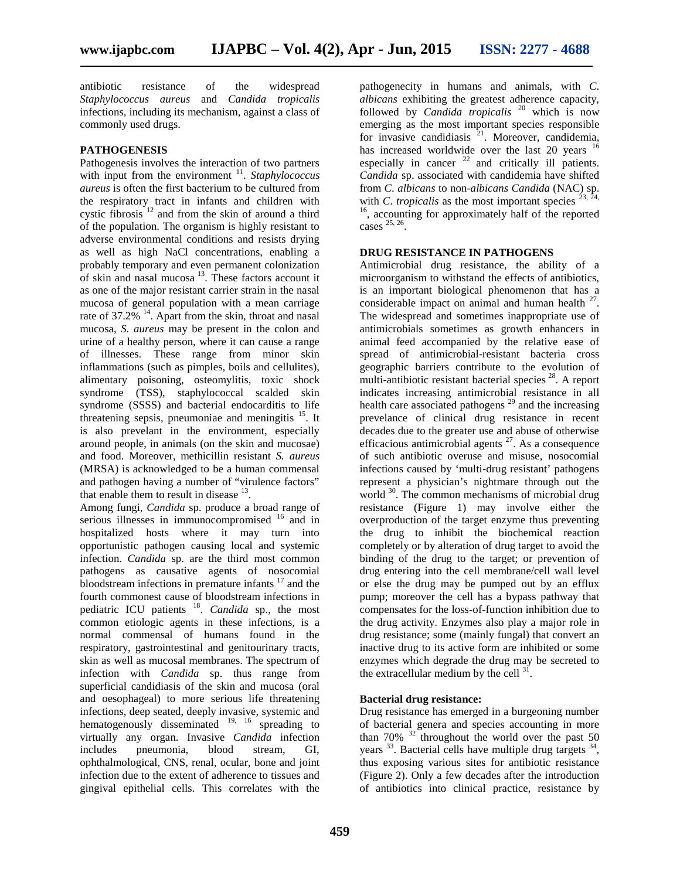antibiotic resistance of the widespread *Staphylococcus aureus* and *Candida tropicalis* infections, including its mechanism, against a class of commonly used drugs.

## PATHOGENESIS

Pathogenesis involves the interaction of two partners with input from the environment [11]. *Staphylococcus aureus* is often the first bacterium to be cultured from the respiratory tract in infants and children with cystic fibrosis [12] and from the skin of around a third of the population. The organism is highly resistant to adverse environmental conditions and resists drying as well as high NaCl concentrations, enabling a probably temporary and even permanent colonization of skin and nasal mucosa [13]. These factors account it as one of the major resistant carrier strain in the nasal mucosa of general population with a mean carriage rate of 37.2% [14]. Apart from the skin, throat and nasal mucosa, *S. aureus* may be present in the colon and urine of a healthy person, where it can cause a range of illnesses. These range from minor skin inflammations (such as pimples, boils and cellulites), alimentary poisoning, osteomylitis, toxic shock syndrome (TSS), staphylococcal scalded skin syndrome (SSSS) and bacterial endocarditis to life threatening sepsis, pneumoniae and meningitis [15]. It is also prevelant in the environment, especially around people, in animals (on the skin and mucosae) and food. Moreover, methicillin resistant *S. aureus* (MRSA) is acknowledged to be a human commensal and pathogen having a number of "virulence factors" that enable them to result in disease [13].

Among fungi, *Candida* sp. produce a broad range of serious illnesses in immunocompromised [16] and in hospitalized hosts where it may turn into opportunistic pathogen causing local and systemic infection. *Candida* sp. are the third most common pathogens as causative agents of nosocomial bloodstream infections in premature infants [17] and the fourth commonest cause of bloodstream infections in pediatric ICU patients [18]. *Candida* sp., the most common etiologic agents in these infections, is a normal commensal of humans found in the respiratory, gastrointestinal and genitourinary tracts, skin as well as mucosal membranes. The spectrum of infection with *Candida* sp. thus range from superficial candidiasis of the skin and mucosa (oral and oesophageal) to more serious life threatening infections, deep seated, deeply invasive, systemic and hematogenously disseminated [19, 16] spreading to virtually any organ. Invasive *Candida* infection includes pneumonia, blood stream, GI, ophthalmological, CNS, renal, ocular, bone and joint infection due to the extent of adherence to tissues and gingival epithelial cells. This correlates with the pathogenecity in humans and animals, with *C. albicans* exhibiting the greatest adherence capacity, followed by *Candida tropicalis* [20] which is now emerging as the most important species responsible for invasive candidiasis [21]. Moreover, candidemia, has increased worldwide over the last 20 years [16] especially in cancer [22] and critically ill patients. *Candida* sp. associated with candidemia have shifted from *C. albicans* to non-*albicans Candida* (NAC) sp. with *C. tropicalis* as the most important species [23, 24, 16], accounting for approximately half of the reported cases [25, 26].

## DRUG RESISTANCE IN PATHOGENS

Antimicrobial drug resistance, the ability of a microorganism to withstand the effects of antibiotics, is an important biological phenomenon that has a considerable impact on animal and human health [27]. The widespread and sometimes inappropriate use of antimicrobials sometimes as growth enhancers in animal feed accompanied by the relative ease of spread of antimicrobial-resistant bacteria cross geographic barriers contribute to the evolution of multi-antibiotic resistant bacterial species [28]. A report indicates increasing antimicrobial resistance in all health care associated pathogens [29] and the increasing prevelance of clinical drug resistance in recent decades due to the greater use and abuse of otherwise efficacious antimicrobial agents [27]. As a consequence of such antibiotic overuse and misuse, nosocomial infections caused by 'multi-drug resistant' pathogens represent a physician's nightmare through out the world [30]. The common mechanisms of microbial drug resistance (Figure 1) may involve either the overproduction of the target enzyme thus preventing the drug to inhibit the biochemical reaction completely or by alteration of drug target to avoid the binding of the drug to the target; or prevention of drug entering into the cell membrane/cell wall level or else the drug may be pumped out by an efflux pump; moreover the cell has a bypass pathway that compensates for the loss-of-function inhibition due to the drug activity. Enzymes also play a major role in drug resistance; some (mainly fungal) that convert an inactive drug to its active form are inhibited or some enzymes which degrade the drug may be secreted to the extracellular medium by the cell [31].

### Bacterial drug resistance:

Drug resistance has emerged in a burgeoning number of bacterial genera and species accounting in more than 70% [32] throughout the world over the past 50 years [33]. Bacterial cells have multiple drug targets [34], thus exposing various sites for antibiotic resistance (Figure 2). Only a few decades after the introduction of antibiotics into clinical practice, resistance by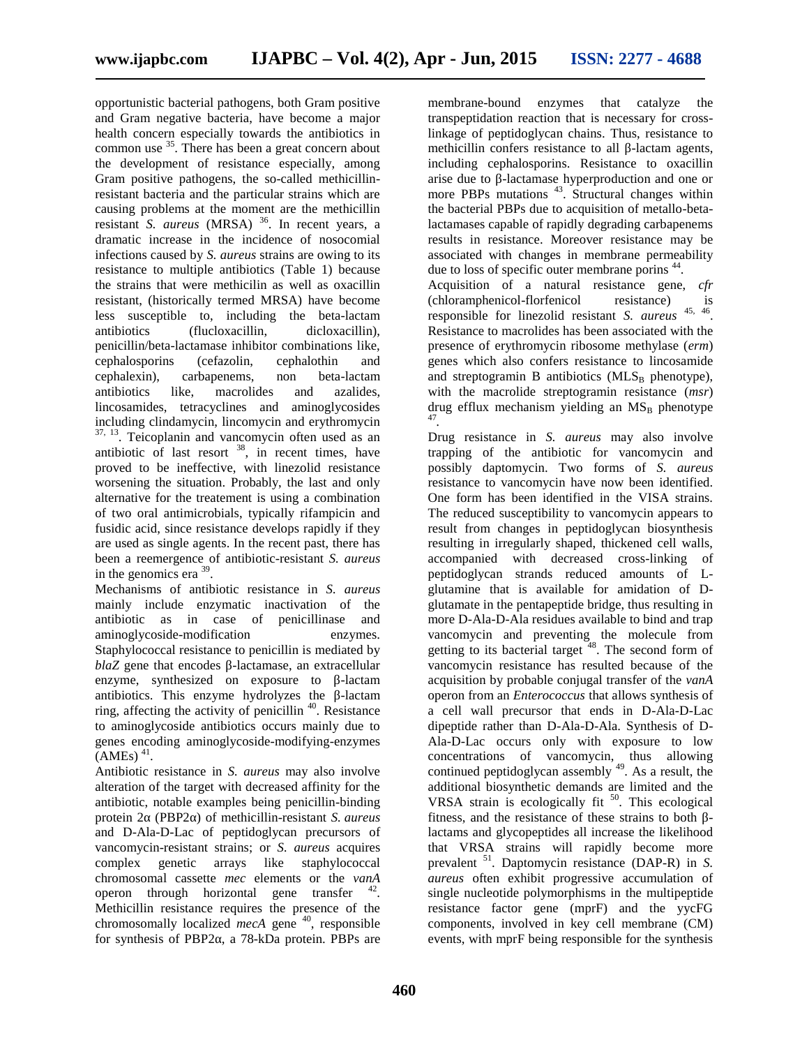opportunistic bacterial pathogens, both Gram positive and Gram negative bacteria, have become a major health concern especially towards the antibiotics in common use [35]. There has been a great concern about the development of resistance especially, among Gram positive pathogens, the so-called methicillin-resistant bacteria and the particular strains which are causing problems at the moment are the methicillin resistant *S. aureus* (MRSA) [36]. In recent years, a dramatic increase in the incidence of nosocomial infections caused by *S. aureus* strains are owing to its resistance to multiple antibiotics (Table 1) because the strains that were methicilin as well as oxacillin resistant, (historically termed MRSA) have become less susceptible to, including the beta-lactam antibiotics (flucloxacillin, dicloxacillin), penicillin/beta-lactamase inhibitor combinations like, cephalosporins (cefazolin, cephalothin and cephalexin), carbapenems, non beta-lactam antibiotics like, macrolides and azalides, lincosamides, tetracyclines and aminoglycosides including clindamycin, lincomycin and erythromycin [37, 13]. Teicoplanin and vancomycin often used as an antibiotic of last resort [38], in recent times, have proved to be ineffective, with linezolid resistance worsening the situation. Probably, the last and only alternative for the treatement is using a combination of two oral antimicrobials, typically rifampicin and fusidic acid, since resistance develops rapidly if they are used as single agents. In the recent past, there has been a reemergence of antibiotic-resistant *S. aureus* in the genomics era [39].

Mechanisms of antibiotic resistance in *S. aureus* mainly include enzymatic inactivation of the antibiotic as in case of penicillinase and aminoglycoside-modification enzymes. Staphylococcal resistance to penicillin is mediated by *blaZ* gene that encodes β-lactamase, an extracellular enzyme, synthesized on exposure to β-lactam antibiotics. This enzyme hydrolyzes the β-lactam ring, affecting the activity of penicillin [40]. Resistance to aminoglycoside antibiotics occurs mainly due to genes encoding aminoglycoside-modifying-enzymes (AMEs) [41].

Antibiotic resistance in *S. aureus* may also involve alteration of the target with decreased affinity for the antibiotic, notable examples being penicillin-binding protein 2α (PBP2α) of methicillin-resistant *S. aureus* and D-Ala-D-Lac of peptidoglycan precursors of vancomycin-resistant strains; or *S. aureus* acquires complex genetic arrays like staphylococcal chromosomal cassette *mec* elements or the *vanA* operon through horizontal gene transfer [42]. Methicillin resistance requires the presence of the chromosomally localized *mecA* gene [40], responsible for synthesis of PBP2α, a 78-kDa protein. PBPs are membrane-bound enzymes that catalyze the transpeptidation reaction that is necessary for cross-linkage of peptidoglycan chains. Thus, resistance to methicillin confers resistance to all β-lactam agents, including cephalosporins. Resistance to oxacillin arise due to β-lactamase hyperproduction and one or more PBPs mutations [43]. Structural changes within the bacterial PBPs due to acquisition of metallo-beta-lactamases capable of rapidly degrading carbapenems results in resistance. Moreover resistance may be associated with changes in membrane permeability due to loss of specific outer membrane porins [44].

Acquisition of a natural resistance gene, *cfr* (chloramphenicol-florfenicol resistance) is responsible for linezolid resistant *S. aureus* [45, 46]. Resistance to macrolides has been associated with the presence of erythromycin ribosome methylase (*erm*) genes which also confers resistance to lincosamide and streptogramin B antibiotics ($MLS_B$ phenotype), with the macrolide streptogramin resistance (*msr*) drug efflux mechanism yielding an $MS_B$ phenotype [47].

Drug resistance in *S. aureus* may also involve trapping of the antibiotic for vancomycin and possibly daptomycin. Two forms of *S. aureus* resistance to vancomycin have now been identified. One form has been identified in the VISA strains. The reduced susceptibility to vancomycin appears to result from changes in peptidoglycan biosynthesis resulting in irregularly shaped, thickened cell walls, accompanied with decreased cross-linking of peptidoglycan strands reduced amounts of L-glutamine that is available for amidation of D-glutamate in the pentapeptide bridge, thus resulting in more D-Ala-D-Ala residues available to bind and trap vancomycin and preventing the molecule from getting to its bacterial target [48]. The second form of vancomycin resistance has resulted because of the acquisition by probable conjugal transfer of the *vanA* operon from an *Enterococcus* that allows synthesis of a cell wall precursor that ends in D-Ala-D-Lac dipeptide rather than D-Ala-D-Ala. Synthesis of D-Ala-D-Lac occurs only with exposure to low concentrations of vancomycin, thus allowing continued peptidoglycan assembly [49]. As a result, the additional biosynthetic demands are limited and the VRSA strain is ecologically fit [50]. This ecological fitness, and the resistance of these strains to both β-lactams and glycopeptides all increase the likelihood that VRSA strains will rapidly become more prevalent [51]. Daptomycin resistance (DAP-R) in *S. aureus* often exhibit progressive accumulation of single nucleotide polymorphisms in the multipeptide resistance factor gene (mprF) and the yycFG components, involved in key cell membrane (CM) events, with mprF being responsible for the synthesis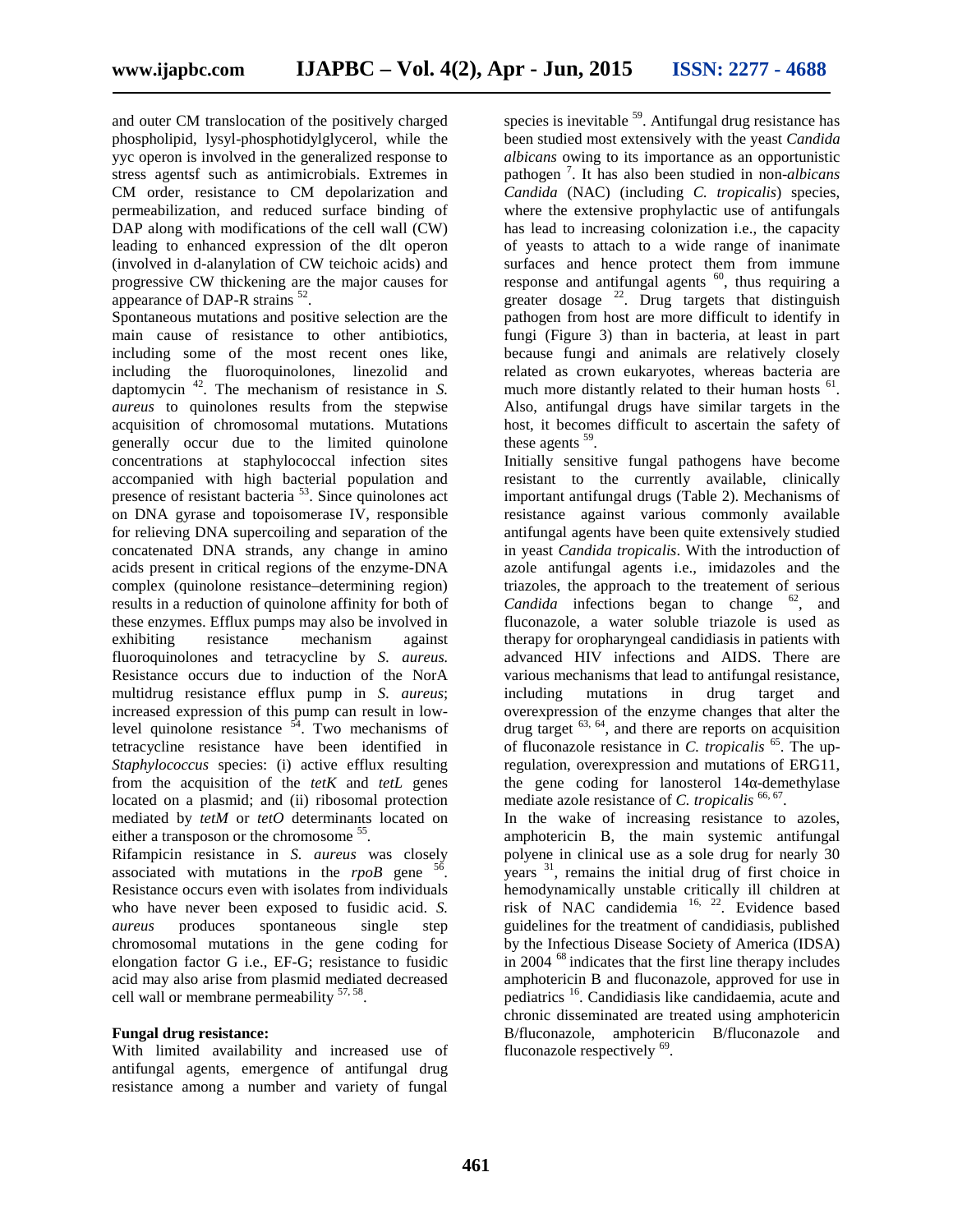and outer CM translocation of the positively charged phospholipid, lysyl-phosphotidylglycerol, while the yyc operon is involved in the generalized response to stress agentsf such as antimicrobials. Extremes in CM order, resistance to CM depolarization and permeabilization, and reduced surface binding of DAP along with modifications of the cell wall (CW) leading to enhanced expression of the dlt operon (involved in d-alanylation of CW teichoic acids) and progressive CW thickening are the major causes for appearance of DAP-R strains [52].

Spontaneous mutations and positive selection are the main cause of resistance to other antibiotics, including some of the most recent ones like, including the fluoroquinolones, linezolid and daptomycin [42]. The mechanism of resistance in *S. aureus* to quinolones results from the stepwise acquisition of chromosomal mutations. Mutations generally occur due to the limited quinolone concentrations at staphylococcal infection sites accompanied with high bacterial population and presence of resistant bacteria [53]. Since quinolones act on DNA gyrase and topoisomerase IV, responsible for relieving DNA supercoiling and separation of the concatenated DNA strands, any change in amino acids present in critical regions of the enzyme-DNA complex (quinolone resistance–determining region) results in a reduction of quinolone affinity for both of these enzymes. Efflux pumps may also be involved in exhibiting resistance mechanism against fluoroquinolones and tetracycline by *S. aureus.* Resistance occurs due to induction of the NorA multidrug resistance efflux pump in *S. aureus*; increased expression of this pump can result in low-level quinolone resistance [54]. Two mechanisms of tetracycline resistance have been identified in *Staphylococcus* species: (i) active efflux resulting from the acquisition of the *tetK* and *tetL* genes located on a plasmid; and (ii) ribosomal protection mediated by *tetM* or *tetO* determinants located on either a transposon or the chromosome [55].

Rifampicin resistance in *S. aureus* was closely associated with mutations in the *rpoB* gene [56]. Resistance occurs even with isolates from individuals who have never been exposed to fusidic acid. *S. aureus* produces spontaneous single step chromosomal mutations in the gene coding for elongation factor G i.e., EF-G; resistance to fusidic acid may also arise from plasmid mediated decreased cell wall or membrane permeability [57, 58].

**Fungal drug resistance:**

With limited availability and increased use of antifungal agents, emergence of antifungal drug resistance among a number and variety of fungal species is inevitable [59]. Antifungal drug resistance has been studied most extensively with the yeast *Candida albicans* owing to its importance as an opportunistic pathogen [7]. It has also been studied in non-*albicans Candida* (NAC) (including *C. tropicalis*) species, where the extensive prophylactic use of antifungals has lead to increasing colonization i.e., the capacity of yeasts to attach to a wide range of inanimate surfaces and hence protect them from immune response and antifungal agents [60], thus requiring a greater dosage [22]. Drug targets that distinguish pathogen from host are more difficult to identify in fungi (Figure 3) than in bacteria, at least in part because fungi and animals are relatively closely related as crown eukaryotes, whereas bacteria are much more distantly related to their human hosts [61]. Also, antifungal drugs have similar targets in the host, it becomes difficult to ascertain the safety of these agents [59].

Initially sensitive fungal pathogens have become resistant to the currently available, clinically important antifungal drugs (Table 2). Mechanisms of resistance against various commonly available antifungal agents have been quite extensively studied in yeast *Candida tropicalis*. With the introduction of azole antifungal agents i.e., imidazoles and the triazoles, the approach to the treatement of serious *Candida* infections began to change [62], and fluconazole, a water soluble triazole is used as therapy for oropharyngeal candidiasis in patients with advanced HIV infections and AIDS. There are various mechanisms that lead to antifungal resistance, including mutations in drug target and overexpression of the enzyme changes that alter the drug target [63, 64], and there are reports on acquisition of fluconazole resistance in *C. tropicalis* [65]. The up-regulation, overexpression and mutations of ERG11, the gene coding for lanosterol 14α-demethylase mediate azole resistance of *C. tropicalis* [66, 67].

In the wake of increasing resistance to azoles, amphotericin B, the main systemic antifungal polyene in clinical use as a sole drug for nearly 30 years [31], remains the initial drug of first choice in hemodynamically unstable critically ill children at risk of NAC candidemia [16, 22]. Evidence based guidelines for the treatment of candidiasis, published by the Infectious Disease Society of America (IDSA) in 2004 [68] indicates that the first line therapy includes amphotericin B and fluconazole, approved for use in pediatrics [16]. Candidiasis like candidaemia, acute and chronic disseminated are treated using amphotericin B/fluconazole, amphotericin B/fluconazole and fluconazole respectively [69].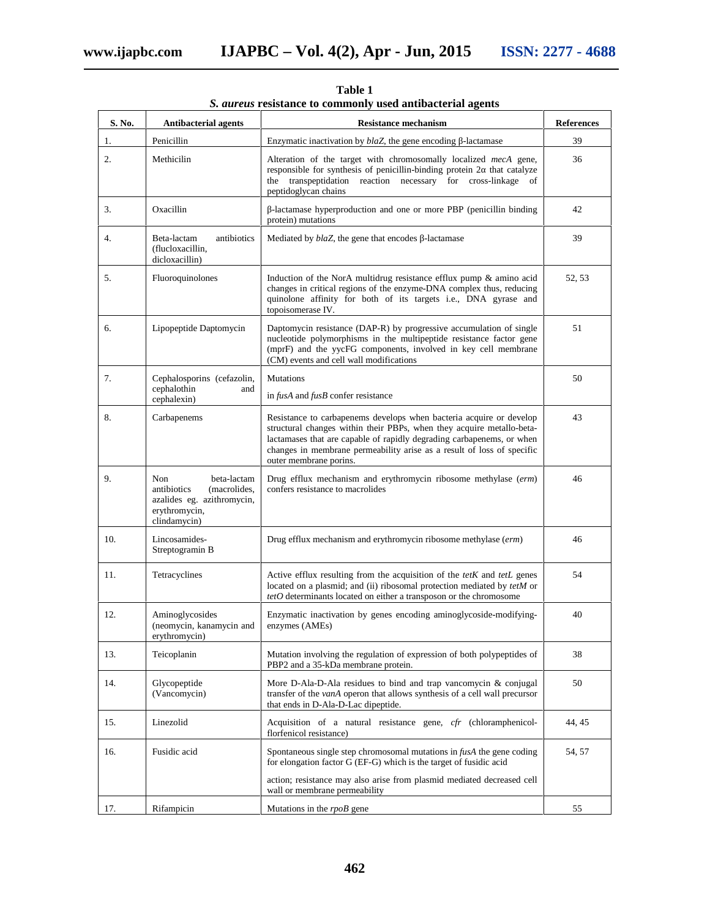**Table 1**
***S. aureus* resistance to commonly used antibacterial agents**

| S. No. | Antibacterial agents | Resistance mechanism | References |
|---|---|---|---|
| 1. | Penicillin | Enzymatic inactivation by *blaZ*, the gene encoding β-lactamase | 39 |
| 2. | Methicilin | Alteration of the target with chromosomally localized *mecA* gene, responsible for synthesis of penicillin-binding protein 2α that catalyze the transpeptidation reaction necessary for cross-linkage of peptidoglycan chains | 36 |
| 3. | Oxacillin | β-lactamase hyperproduction and one or more PBP (penicillin binding protein) mutations | 42 |
| 4. | Beta-lactam antibiotics (flucloxacillin, dicloxacillin) | Mediated by *blaZ*, the gene that encodes β-lactamase | 39 |
| 5. | Fluoroquinolones | Induction of the NorA multidrug resistance efflux pump & amino acid changes in critical regions of the enzyme-DNA complex thus, reducing quinolone affinity for both of its targets i.e., DNA gyrase and topoisomerase IV. | 52, 53 |
| 6. | Lipopeptide Daptomycin | Daptomycin resistance (DAP-R) by progressive accumulation of single nucleotide polymorphisms in the multipeptide resistance factor gene (mprF) and the yycFG components, involved in key cell membrane (CM) events and cell wall modifications | 51 |
| 7. | Cephalosporins (cefazolin, cephalothin and cephalexin) | Mutations in *fusA* and *fusB* confer resistance | 50 |
| 8. | Carbapenems | Resistance to carbapenems develops when bacteria acquire or develop structural changes within their PBPs, when they acquire metallo-beta-lactamases that are capable of rapidly degrading carbapenems, or when changes in membrane permeability arise as a result of loss of specific outer membrane porins. | 43 |
| 9. | Non beta-lactam antibiotics (macrolides, azalides eg. azithromycin, erythromycin, clindamycin) | Drug efflux mechanism and erythromycin ribosome methylase (*erm*) confers resistance to macrolides | 46 |
| 10. | Lincosamides-Streptogramin B | Drug efflux mechanism and erythromycin ribosome methylase (*erm*) | 46 |
| 11. | Tetracyclines | Active efflux resulting from the acquisition of the *tetK* and *tetL* genes located on a plasmid; and (ii) ribosomal protection mediated by *tetM* or *tetO* determinants located on either a transposon or the chromosome | 54 |
| 12. | Aminoglycosides (neomycin, kanamycin and erythromycin) | Enzymatic inactivation by genes encoding aminoglycoside-modifying-enzymes (AMEs) | 40 |
| 13. | Teicoplanin | Mutation involving the regulation of expression of both polypeptides of PBP2 and a 35-kDa membrane protein. | 38 |
| 14. | Glycopeptide (Vancomycin) | More D-Ala-D-Ala residues to bind and trap vancomycin & conjugal transfer of the *vanA* operon that allows synthesis of a cell wall precursor that ends in D-Ala-D-Lac dipeptide. | 50 |
| 15. | Linezolid | Acquisition of a natural resistance gene, *cfr* (chloramphenicol-florfenicol resistance) | 44, 45 |
| 16. | Fusidic acid | Spontaneous single step chromosomal mutations in *fusA* the gene coding for elongation factor G (EF-G) which is the target of fusidic acid action; resistance may also arise from plasmid mediated decreased cell wall or membrane permeability | 54, 57 |
| 17. | Rifampicin | Mutations in the *rpoB* gene | 55 |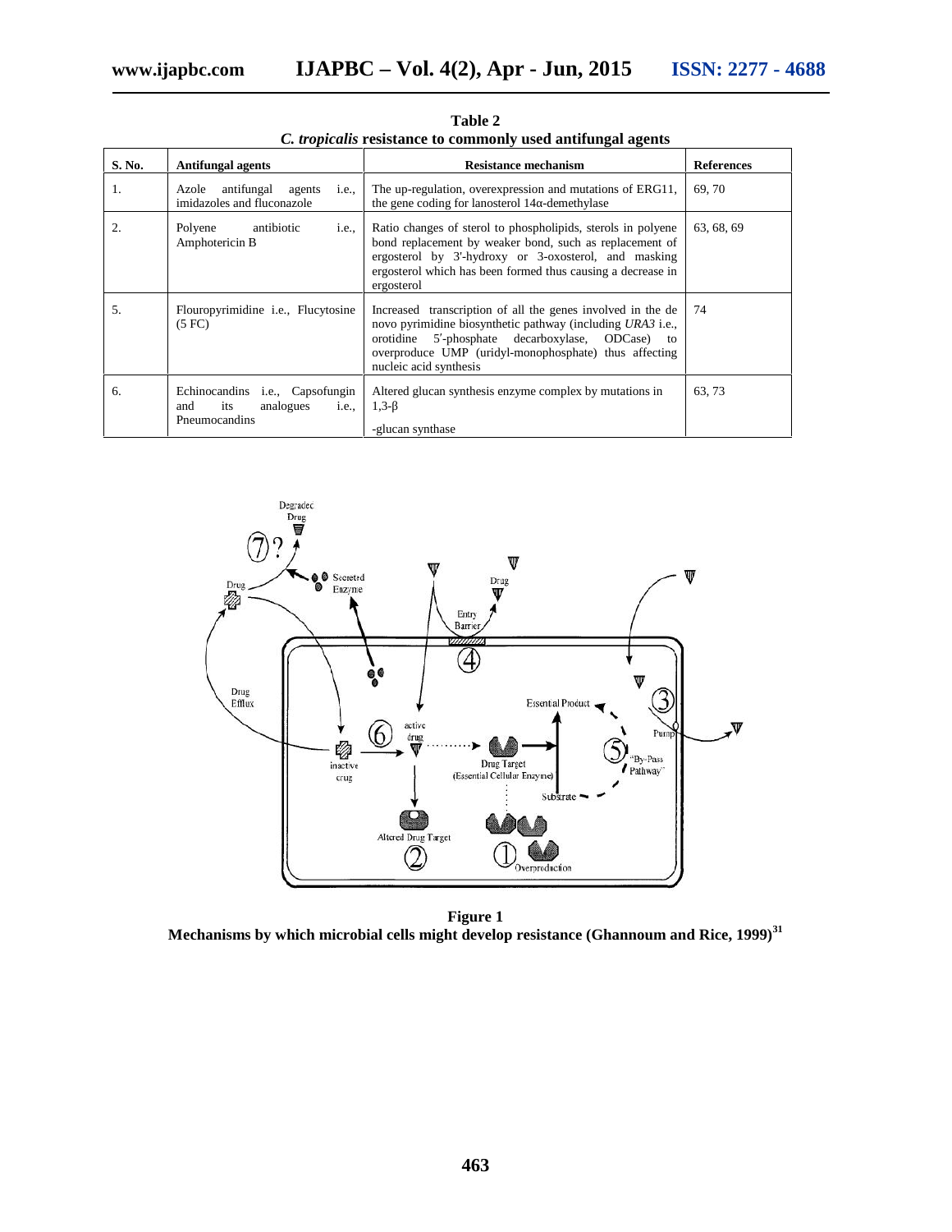**Table 2**
***C. tropicalis* resistance to commonly used antifungal agents**

| S. No. | Antifungal agents | Resistance mechanism | References |
|---|---|---|---|
| 1. | Azole antifungal agents i.e., imidazoles and fluconazole | The up-regulation, overexpression and mutations of ERG11, the gene coding for lanosterol 14α-demethylase | 69, 70 |
| 2. | Polyene antibiotic i.e., Amphotericin B | Ratio changes of sterol to phospholipids, sterols in polyene bond replacement by weaker bond, such as replacement of ergosterol by 3'-hydroxy or 3-oxosterol, and masking ergosterol which has been formed thus causing a decrease in ergosterol | 63, 68, 69 |
| 5. | Flouropyrimidine i.e., Flucytosine (5 FC) | Increased transcription of all the genes involved in the de novo pyrimidine biosynthetic pathway (including *URA3* i.e., orotidine 5′-phosphate decarboxylase, ODCase) to overproduce UMP (uridyl-monophosphate) thus affecting nucleic acid synthesis | 74 |
| 6. | Echinocandins i.e., Capsofungin and its analogues i.e., Pneumocandins | Altered glucan synthesis enzyme complex by mutations in 1,3-β -glucan synthase | 63, 73 |

**Figure 1**
**Mechanisms by which microbial cells might develop resistance (Ghannoum and Rice, 1999)[31]**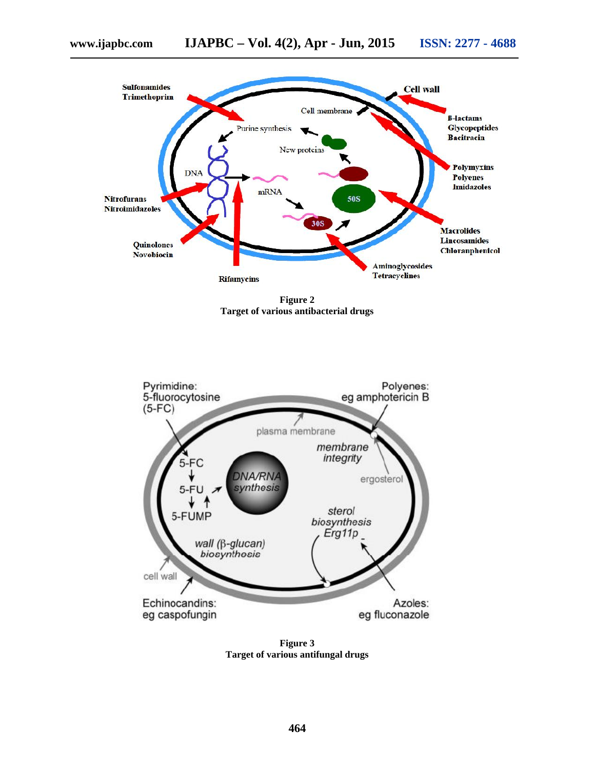**Figure 2**
**Target of various antibacterial drugs**

**Figure 3**
**Target of various antifungal drugs**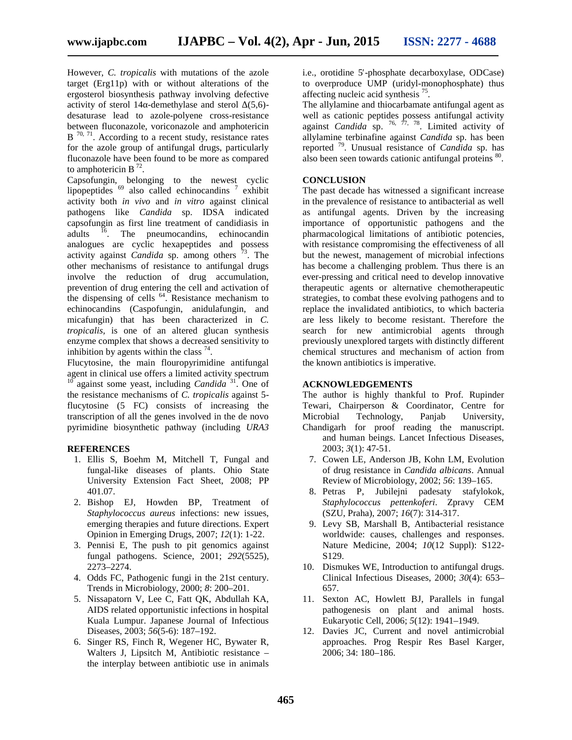However, *C. tropicalis* with mutations of the azole target (Erg11p) with or without alterations of the ergosterol biosynthesis pathway involving defective activity of sterol 14α-demethylase and sterol Δ(5,6)-desaturase lead to azole-polyene cross-resistance between fluconazole, voriconazole and amphotericin B [70, 71]. According to a recent study, resistance rates for the azole group of antifungal drugs, particularly fluconazole have been found to be more as compared to amphotericin B [72].

Capsofungin, belonging to the newest cyclic lipopeptides [69] also called echinocandins [7] exhibit activity both *in vivo* and *in vitro* against clinical pathogens like *Candida* sp. IDSA indicated capsofungin as first line treatment of candidiasis in adults [16]. The pneumocandins, echinocandin analogues are cyclic hexapeptides and possess activity against *Candida* sp. among others [73]. The other mechanisms of resistance to antifungal drugs involve the reduction of drug accumulation, prevention of drug entering the cell and activation of the dispensing of cells [64]. Resistance mechanism to echinocandins (Caspofungin, anidulafungin, and micafungin) that has been characterized in *C. tropicalis*, is one of an altered glucan synthesis enzyme complex that shows a decreased sensitivity to inhibition by agents within the class [74].

Flucytosine, the main flouropyrimidine antifungal agent in clinical use offers a limited activity spectrum [10] against some yeast, including *Candida* [31]. One of the resistance mechanisms of *C. tropicalis* against 5-flucytosine (5 FC) consists of increasing the transcription of all the genes involved in the de novo pyrimidine biosynthetic pathway (including *URA3* i.e., orotidine 5′-phosphate decarboxylase, ODCase) to overproduce UMP (uridyl-monophosphate) thus affecting nucleic acid synthesis [75].

The allylamine and thiocarbamate antifungal agent as well as cationic peptides possess antifungal activity against *Candida* sp. [76, 77, 78]. Limited activity of allylamine terbinafine against *Candida* sp. has been reported [79]. Unusual resistance of *Candida* sp. has also been seen towards cationic antifungal proteins [80].

## CONCLUSION

The past decade has witnessed a significant increase in the prevalence of resistance to antibacterial as well as antifungal agents. Driven by the increasing importance of opportunistic pathogens and the pharmacological limitations of antibiotic potencies, with resistance compromising the effectiveness of all but the newest, management of microbial infections has become a challenging problem. Thus there is an ever-pressing and critical need to develop innovative therapeutic agents or alternative chemotherapeutic strategies, to combat these evolving pathogens and to replace the invalidated antibiotics, to which bacteria are less likely to become resistant. Therefore the search for new antimicrobial agents through previously unexplored targets with distinctly different chemical structures and mechanism of action from the known antibiotics is imperative.

## ACKNOWLEDGEMENTS

The author is highly thankful to Prof. Rupinder Tewari, Chairperson & Coordinator, Centre for Microbial Technology, Panjab University, Chandigarh for proof reading the manuscript.

## REFERENCES

1. Ellis S, Boehm M, Mitchell T, Fungal and fungal-like diseases of plants. Ohio State University Extension Fact Sheet, 2008; PP 401.07.
2. Bishop EJ, Howden BP, Treatment of *Staphylococcus aureus* infections: new issues, emerging therapies and future directions. Expert Opinion in Emerging Drugs, 2007; *12*(1): 1-22.
3. Pennisi E, The push to pit genomics against fungal pathogens. Science, 2001; *292*(5525), 2273–2274.
4. Odds FC, Pathogenic fungi in the 21st century. Trends in Microbiology, 2000; *8*: 200–201.
5. Nissapatorn V, Lee C, Fatt QK, Abdullah KA, AIDS related opportunistic infections in hospital Kuala Lumpur. Japanese Journal of Infectious Diseases, 2003; *56*(5-6): 187–192.
6. Singer RS, Finch R, Wegener HC, Bywater R, Walters J, Lipsitch M, Antibiotic resistance – the interplay between antibiotic use in animals and human beings. Lancet Infectious Diseases, 2003; *3*(1): 47-51.
7. Cowen LE, Anderson JB, Kohn LM, Evolution of drug resistance in *Candida albicans*. Annual Review of Microbiology, 2002; *56*: 139–165.
8. Petras P, Jubilejni padesaty stafylokok, *Staphylococcus pettenkoferi*. Zpravy CEM (SZU, Praha), 2007; *16*(7): 314-317.
9. Levy SB, Marshall B, Antibacterial resistance worldwide: causes, challenges and responses. Nature Medicine, 2004; *10*(12 Suppl): S122-S129.
10. Dismukes WE, Introduction to antifungal drugs. Clinical Infectious Diseases, 2000; *30*(4): 653–657.
11. Sexton AC, Howlett BJ, Parallels in fungal pathogenesis on plant and animal hosts. Eukaryotic Cell, 2006; *5*(12): 1941–1949.
12. Davies JC, Current and novel antimicrobial approaches. Prog Respir Res Basel Karger, 2006; 34: 180–186.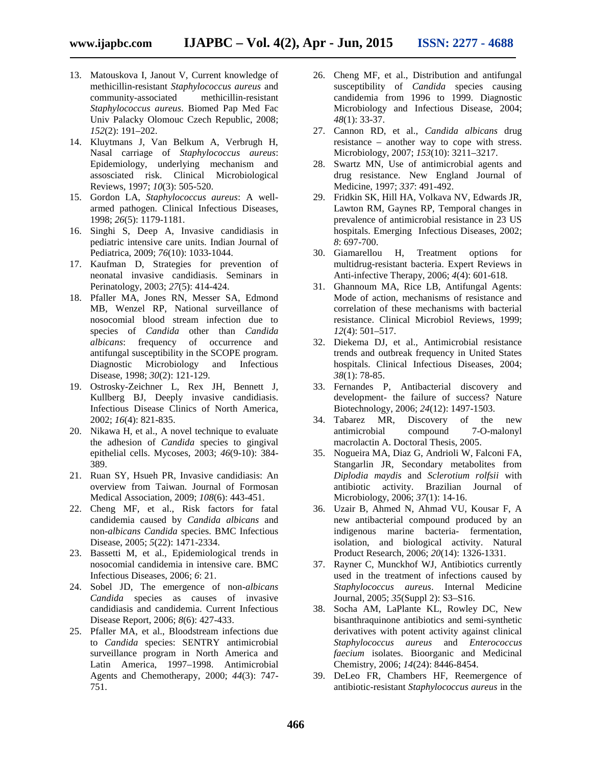13. Matouskova I, Janout V, Current knowledge of methicillin-resistant *Staphylococcus aureus* and community-associated methicillin-resistant *Staphylococcus aureus*. Biomed Pap Med Fac Univ Palacky Olomouc Czech Republic, 2008; *152*(2): 191–202.
14. Kluytmans J, Van Belkum A, Verbrugh H, Nasal carriage of *Staphylococcus aureus*: Epidemiology, underlying mechanism and assosciated risk. Clinical Microbiological Reviews, 1997; *10*(3): 505-520.
15. Gordon LA, *Staphylococcus aureus*: A well-armed pathogen. Clinical Infectious Diseases, 1998; *26*(5): 1179-1181.
16. Singhi S, Deep A, Invasive candidiasis in pediatric intensive care units. Indian Journal of Pediatrica, 2009; *76*(10): 1033-1044.
17. Kaufman D, Strategies for prevention of neonatal invasive candidiasis. Seminars in Perinatology, 2003; *27*(5): 414-424.
18. Pfaller MA, Jones RN, Messer SA, Edmond MB, Wenzel RP, National surveillance of nosocomial blood stream infection due to species of *Candida* other than *Candida albicans*: frequency of occurrence and antifungal susceptibility in the SCOPE program. Diagnostic Microbiology and Infectious Disease, 1998; *30*(2): 121-129.
19. Ostrosky-Zeichner L, Rex JH, Bennett J, Kullberg BJ, Deeply invasive candidiasis. Infectious Disease Clinics of North America, 2002; *16*(4): 821-835.
20. Nikawa H, et al., A novel technique to evaluate the adhesion of *Candida* species to gingival epithelial cells. Mycoses, 2003; *46*(9-10): 384-389.
21. Ruan SY, Hsueh PR, Invasive candidiasis: An overview from Taiwan. Journal of Formosan Medical Association, 2009; *108*(6): 443-451.
22. Cheng MF, et al., Risk factors for fatal candidemia caused by *Candida albicans* and non-*albicans Candida* species. BMC Infectious Disease, 2005; *5*(22): 1471-2334.
23. Bassetti M, et al., Epidemiological trends in nosocomial candidemia in intensive care. BMC Infectious Diseases, 2006; *6*: 21.
24. Sobel JD, The emergence of non-*albicans Candida* species as causes of invasive candidiasis and candidemia. Current Infectious Disease Report, 2006; *8*(6): 427-433.
25. Pfaller MA, et al., Bloodstream infections due to *Candida* species: SENTRY antimicrobial surveillance program in North America and Latin America, 1997–1998. Antimicrobial Agents and Chemotherapy, 2000; *44*(3): 747-751.
26. Cheng MF, et al., Distribution and antifungal susceptibility of *Candida* species causing candidemia from 1996 to 1999. Diagnostic Microbiology and Infectious Disease, 2004; *48*(1): 33-37.
27. Cannon RD, et al., *Candida albicans* drug resistance – another way to cope with stress. Microbiology, 2007; *153*(10): 3211–3217.
28. Swartz MN, Use of antimicrobial agents and drug resistance. New England Journal of Medicine, 1997; *337*: 491-492.
29. Fridkin SK, Hill HA, Volkava NV, Edwards JR, Lawton RM, Gaynes RP, Temporal changes in prevalence of antimicrobial resistance in 23 US hospitals. Emerging Infectious Diseases, 2002; *8*: 697-700.
30. Giamarellou H, Treatment options for multidrug-resistant bacteria. Expert Reviews in Anti-infective Therapy, 2006; *4*(4): 601-618.
31. Ghannoum MA, Rice LB, Antifungal Agents: Mode of action, mechanisms of resistance and correlation of these mechanisms with bacterial resistance. Clinical Microbiol Reviews, 1999; *12*(4): 501–517.
32. Diekema DJ, et al., Antimicrobial resistance trends and outbreak frequency in United States hospitals. Clinical Infectious Diseases, 2004; *38*(1): 78-85.
33. Fernandes P, Antibacterial discovery and development- the failure of success? Nature Biotechnology, 2006; *24*(12): 1497-1503.
34. Tabarez MR, Discovery of the new antimicrobial compound 7-O-malonyl macrolactin A. Doctoral Thesis, 2005.
35. Nogueira MA, Diaz G, Andrioli W, Falconi FA, Stangarlin JR, Secondary metabolites from *Diplodia maydis* and *Sclerotium rolfsii* with antibiotic activity. Brazilian Journal of Microbiology, 2006; *37*(1): 14-16.
36. Uzair B, Ahmed N, Ahmad VU, Kousar F, A new antibacterial compound produced by an indigenous marine bacteria- fermentation, isolation, and biological activity. Natural Product Research, 2006; *20*(14): 1326-1331.
37. Rayner C, Munckhof WJ, Antibiotics currently used in the treatment of infections caused by *Staphylococcus aureus*. Internal Medicine Journal, 2005; *35*(Suppl 2): S3–S16.
38. Socha AM, LaPlante KL, Rowley DC, New bisanthraquinone antibiotics and semi-synthetic derivatives with potent activity against clinical *Staphylococcus aureus* and *Enterococcus faecium* isolates. Bioorganic and Medicinal Chemistry, 2006; *14*(24): 8446-8454.
39. DeLeo FR, Chambers HF, Reemergence of antibiotic-resistant *Staphylococcus aureus* in the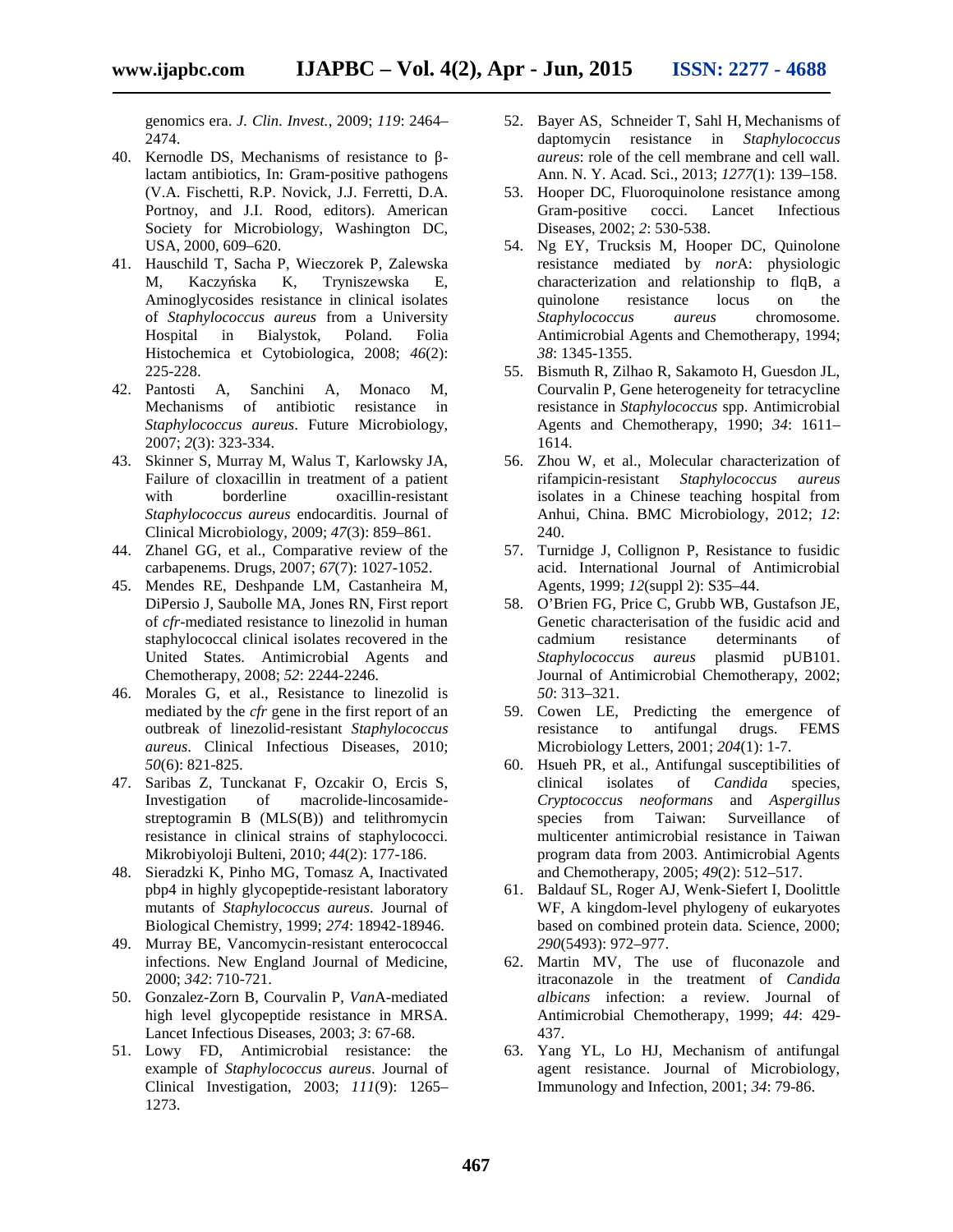genomics era. *J. Clin. Invest.*, 2009; *119*: 2464–2474.

40. Kernodle DS, Mechanisms of resistance to β-lactam antibiotics, In: Gram-positive pathogens (V.A. Fischetti, R.P. Novick, J.J. Ferretti, D.A. Portnoy, and J.I. Rood, editors). American Society for Microbiology, Washington DC, USA, 2000, 609–620.
41. Hauschild T, Sacha P, Wieczorek P, Zalewska M, Kaczyńska K, Tryniszewska E, Aminoglycosides resistance in clinical isolates of *Staphylococcus aureus* from a University Hospital in Bialystok, Poland. Folia Histochemica et Cytobiologica, 2008; *46*(2): 225-228.
42. Pantosti A, Sanchini A, Monaco M, Mechanisms of antibiotic resistance in *Staphylococcus aureus*. Future Microbiology, 2007; *2*(3): 323-334.
43. Skinner S, Murray M, Walus T, Karlowsky JA, Failure of cloxacillin in treatment of a patient with borderline oxacillin-resistant *Staphylococcus aureus* endocarditis. Journal of Clinical Microbiology, 2009; *47*(3): 859–861.
44. Zhanel GG, et al., Comparative review of the carbapenems. Drugs, 2007; *67*(7): 1027-1052.
45. Mendes RE, Deshpande LM, Castanheira M, DiPersio J, Saubolle MA, Jones RN, First report of *cfr*-mediated resistance to linezolid in human staphylococcal clinical isolates recovered in the United States. Antimicrobial Agents and Chemotherapy, 2008; *52*: 2244-2246.
46. Morales G, et al., Resistance to linezolid is mediated by the *cfr* gene in the first report of an outbreak of linezolid-resistant *Staphylococcus aureus*. Clinical Infectious Diseases, 2010; *50*(6): 821-825.
47. Saribas Z, Tunckanat F, Ozcakir O, Ercis S, Investigation of macrolide-lincosamide-streptogramin B (MLS(B)) and telithromycin resistance in clinical strains of staphylococci. Mikrobiyoloji Bulteni, 2010; *44*(2): 177-186.
48. Sieradzki K, Pinho MG, Tomasz A, Inactivated pbp4 in highly glycopeptide-resistant laboratory mutants of *Staphylococcus aureus*. Journal of Biological Chemistry, 1999; *274*: 18942-18946.
49. Murray BE, Vancomycin-resistant enterococcal infections. New England Journal of Medicine, 2000; *342*: 710-721.
50. Gonzalez-Zorn B, Courvalin P, *Van*A-mediated high level glycopeptide resistance in MRSA. Lancet Infectious Diseases, 2003; *3*: 67-68.
51. Lowy FD, Antimicrobial resistance: the example of *Staphylococcus aureus*. Journal of Clinical Investigation, 2003; *111*(9): 1265–1273.
52. Bayer AS, Schneider T, Sahl H, Mechanisms of daptomycin resistance in *Staphylococcus aureus*: role of the cell membrane and cell wall. Ann. N. Y. Acad. Sci., 2013; *1277*(1): 139–158.
53. Hooper DC, Fluoroquinolone resistance among Gram-positive cocci. Lancet Infectious Diseases, 2002; *2*: 530-538.
54. Ng EY, Trucksis M, Hooper DC, Quinolone resistance mediated by *nor*A: physiologic characterization and relationship to flqB, a quinolone resistance locus on the *Staphylococcus aureus* chromosome. Antimicrobial Agents and Chemotherapy, 1994; *38*: 1345-1355.
55. Bismuth R, Zilhao R, Sakamoto H, Guesdon JL, Courvalin P, Gene heterogeneity for tetracycline resistance in *Staphylococcus* spp. Antimicrobial Agents and Chemotherapy, 1990; *34*: 1611–1614.
56. Zhou W, et al., Molecular characterization of rifampicin-resistant *Staphylococcus aureus* isolates in a Chinese teaching hospital from Anhui, China. BMC Microbiology, 2012; *12*: 240.
57. Turnidge J, Collignon P, Resistance to fusidic acid. International Journal of Antimicrobial Agents, 1999; *12*(suppl 2): S35–44.
58. O'Brien FG, Price C, Grubb WB, Gustafson JE, Genetic characterisation of the fusidic acid and cadmium resistance determinants of *Staphylococcus aureus* plasmid pUB101. Journal of Antimicrobial Chemotherapy, 2002; *50*: 313–321.
59. Cowen LE, Predicting the emergence of resistance to antifungal drugs. FEMS Microbiology Letters, 2001; *204*(1): 1-7.
60. Hsueh PR, et al., Antifungal susceptibilities of clinical isolates of *Candida* species, *Cryptococcus neoformans* and *Aspergillus* species from Taiwan: Surveillance of multicenter antimicrobial resistance in Taiwan program data from 2003. Antimicrobial Agents and Chemotherapy, 2005; *49*(2): 512–517.
61. Baldauf SL, Roger AJ, Wenk-Siefert I, Doolittle WF, A kingdom-level phylogeny of eukaryotes based on combined protein data. Science, 2000; *290*(5493): 972–977.
62. Martin MV, The use of fluconazole and itraconazole in the treatment of *Candida albicans* infection: a review. Journal of Antimicrobial Chemotherapy, 1999; *44*: 429-437.
63. Yang YL, Lo HJ, Mechanism of antifungal agent resistance. Journal of Microbiology, Immunology and Infection, 2001; *34*: 79-86.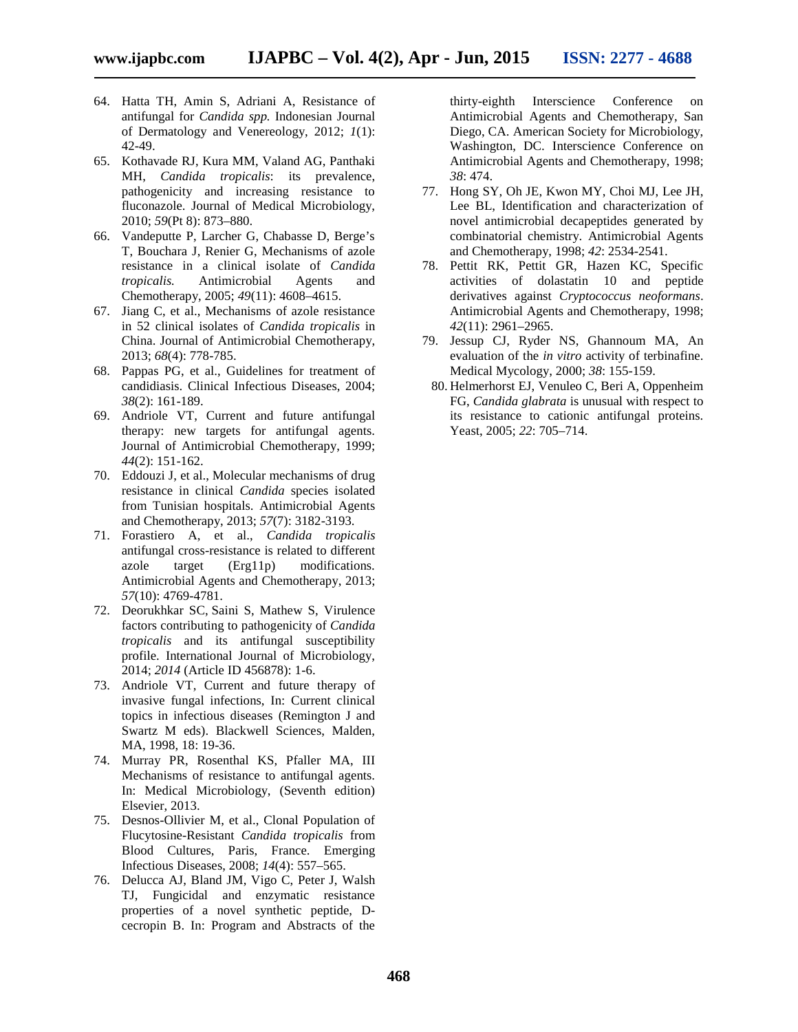64. Hatta TH, Amin S, Adriani A, Resistance of antifungal for *Candida spp.* Indonesian Journal of Dermatology and Venereology, 2012; *1*(1): 42-49.
65. Kothavade RJ, Kura MM, Valand AG, Panthaki MH, *Candida tropicalis*: its prevalence, pathogenicity and increasing resistance to fluconazole. Journal of Medical Microbiology, 2010; *59*(Pt 8): 873–880.
66. Vandeputte P, Larcher G, Chabasse D, Berge's T, Bouchara J, Renier G, Mechanisms of azole resistance in a clinical isolate of *Candida tropicalis.* Antimicrobial Agents and Chemotherapy, 2005; *49*(11): 4608–4615.
67. Jiang C, et al., Mechanisms of azole resistance in 52 clinical isolates of *Candida tropicalis* in China. Journal of Antimicrobial Chemotherapy, 2013; *68*(4): 778-785.
68. Pappas PG, et al., Guidelines for treatment of candidiasis. Clinical Infectious Diseases, 2004; *38*(2): 161-189.
69. Andriole VT, Current and future antifungal therapy: new targets for antifungal agents. Journal of Antimicrobial Chemotherapy, 1999; *44*(2): 151-162.
70. Eddouzi J, et al., Molecular mechanisms of drug resistance in clinical *Candida* species isolated from Tunisian hospitals. Antimicrobial Agents and Chemotherapy, 2013; *57*(7): 3182-3193.
71. Forastiero A, et al., *Candida tropicalis* antifungal cross-resistance is related to different azole target (Erg11p) modifications. Antimicrobial Agents and Chemotherapy, 2013; *57*(10): 4769-4781.
72. Deorukhkar SC, Saini S, Mathew S, Virulence factors contributing to pathogenicity of *Candida tropicalis* and its antifungal susceptibility profile. International Journal of Microbiology, 2014; *2014* (Article ID 456878): 1-6.
73. Andriole VT, Current and future therapy of invasive fungal infections, In: Current clinical topics in infectious diseases (Remington J and Swartz M eds). Blackwell Sciences, Malden, MA, 1998, 18: 19-36.
74. Murray PR, Rosenthal KS, Pfaller MA, III Mechanisms of resistance to antifungal agents. In: Medical Microbiology, (Seventh edition) Elsevier, 2013.
75. Desnos-Ollivier M, et al., Clonal Population of Flucytosine-Resistant *Candida tropicalis* from Blood Cultures, Paris, France. Emerging Infectious Diseases, 2008; *14*(4): 557–565.
76. Delucca AJ, Bland JM, Vigo C, Peter J, Walsh TJ, Fungicidal and enzymatic resistance properties of a novel synthetic peptide, D-cecropin B. In: Program and Abstracts of the thirty-eighth Interscience Conference on Antimicrobial Agents and Chemotherapy, San Diego, CA. American Society for Microbiology, Washington, DC. Interscience Conference on Antimicrobial Agents and Chemotherapy, 1998; *38*: 474.
77. Hong SY, Oh JE, Kwon MY, Choi MJ, Lee JH, Lee BL, Identification and characterization of novel antimicrobial decapeptides generated by combinatorial chemistry. Antimicrobial Agents and Chemotherapy, 1998; *42*: 2534-2541.
78. Pettit RK, Pettit GR, Hazen KC, Specific activities of dolastatin 10 and peptide derivatives against *Cryptococcus neoformans*. Antimicrobial Agents and Chemotherapy, 1998; *42*(11): 2961–2965.
79. Jessup CJ, Ryder NS, Ghannoum MA, An evaluation of the *in vitro* activity of terbinafine. Medical Mycology, 2000; *38*: 155-159.
80. Helmerhorst EJ, Venuleo C, Beri A, Oppenheim FG, *Candida glabrata* is unusual with respect to its resistance to cationic antifungal proteins. Yeast, 2005; *22*: 705–714.